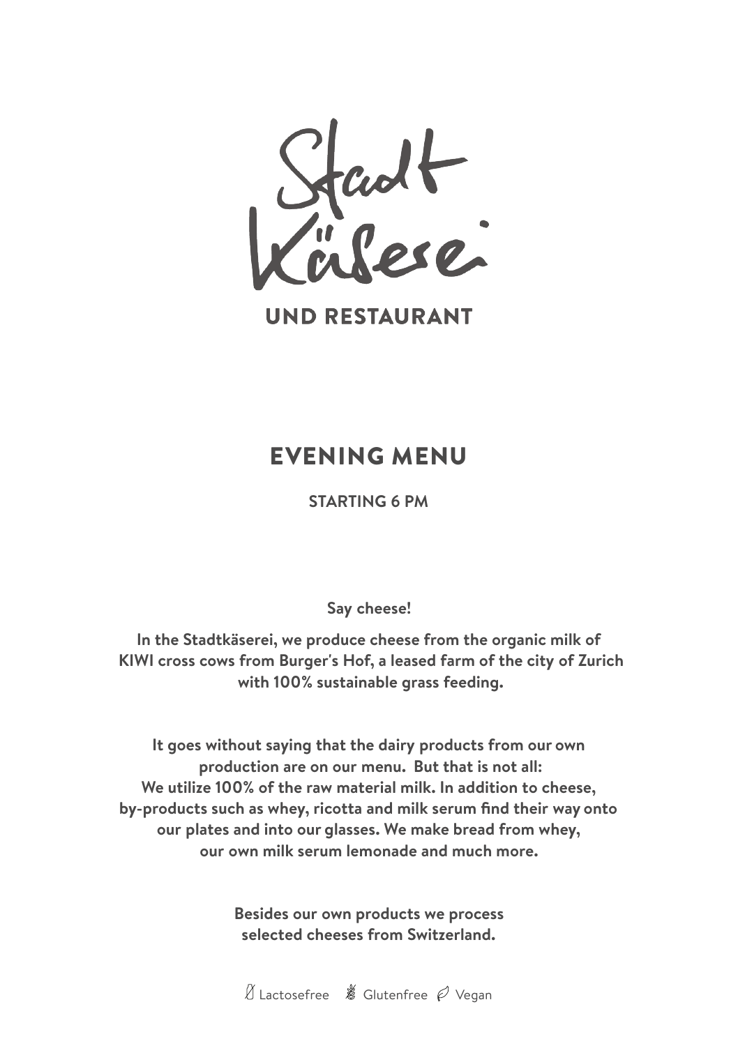# Stadt Käserei

## UND RESTAURANT

# EVENING MENU

**STARTING 6 PM**

**Say cheese!**

**In the Stadtkäserei, we produce cheese from the organic milk of KIWI cross cows from Burger's Hof, a leased farm of the city of Zurich with 100% sustainable grass feeding.**

**It goes without saying that the dairy products from our own production are on our menu. But that is not all: We utilize 100% of the raw material milk. In addition to cheese, by-products such as whey, ricotta and milk serum find their way onto our plates and into our glasses. We make bread from whey, our own milk serum lemonade and much more.**

**Besides our own products we process selected cheeses from Switzerland.**

Lactosefree Glutenfree Vegan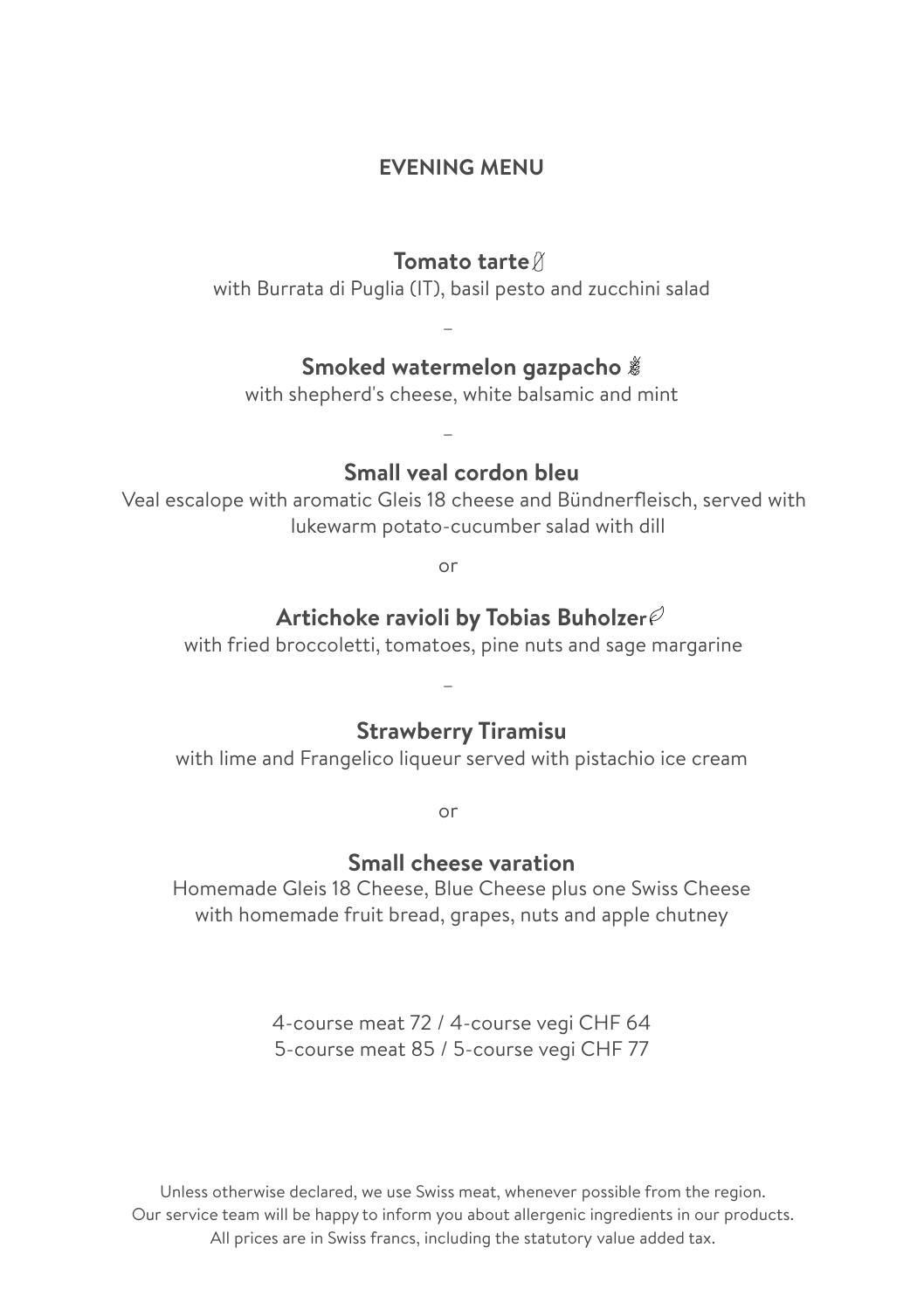# EVENING MENU

**Tomato tarte**
with Burrata di Puglia (IT), basil pesto and zucchini salad

–

**Smoked watermelon gazpacho**
with shepherd's cheese, white balsamic and mint

–

**Small veal cordon bleu**
Veal escalope with aromatic Gleis 18 cheese and Bündnerfleisch, served with lukewarm potato-cucumber salad with dill

or

**Artichoke ravioli by Tobias Buholzer**
with fried broccoletti, tomatoes, pine nuts and sage margarine

–

**Strawberry Tiramisu**
with lime and Frangelico liqueur served with pistachio ice cream

or

**Small cheese varation**
Homemade Gleis 18 Cheese, Blue Cheese plus one Swiss Cheese with homemade fruit bread, grapes, nuts and apple chutney

4-course meat 72 / 4-course vegi CHF 64
5-course meat 85 / 5-course vegi CHF 77

Unless otherwise declared, we use Swiss meat, whenever possible from the region.
Our service team will be happy to inform you about allergenic ingredients in our products.
All prices are in Swiss francs, including the statutory value added tax.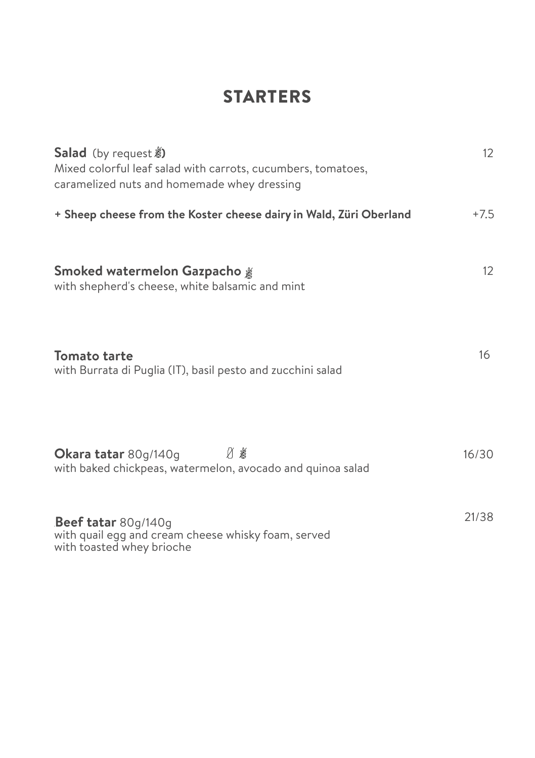# STARTERS

**Salad** (by request 🌾) — 12
Mixed colorful leaf salad with carrots, cucumbers, tomatoes, caramelized nuts and homemade whey dressing

**+ Sheep cheese from the Koster cheese dairy in Wald, Züri Oberland** — +7.5

**Smoked watermelon Gazpacho** 🌾 — 12
with shepherd's cheese, white balsamic and mint

**Tomato tarte** — 16
with Burrata di Puglia (IT), basil pesto and zucchini salad

**Okara tatar** 80g/140g 🌾 — 16/30
with baked chickpeas, watermelon, avocado and quinoa salad

**Beef tatar** 80g/140g — 21/38
with quail egg and cream cheese whisky foam, served with toasted whey brioche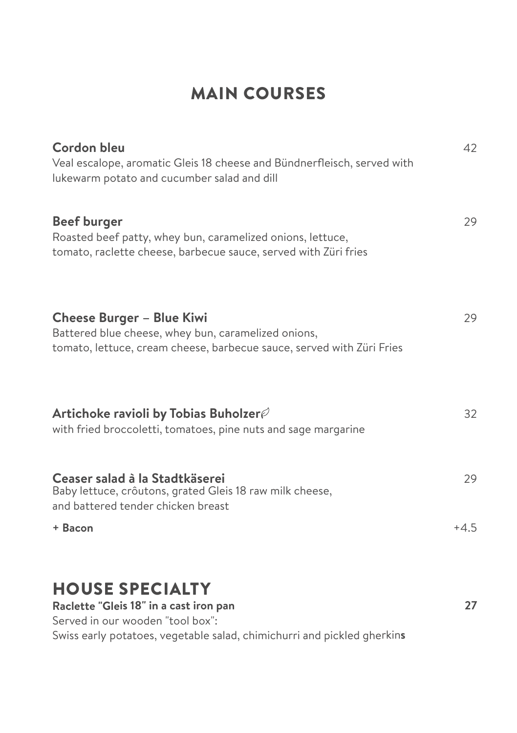# MAIN COURSES

**Cordon bleu** 42
Veal escalope, aromatic Gleis 18 cheese and Bündnerfleisch, served with lukewarm potato and cucumber salad and dill

**Beef burger** 29
Roasted beef patty, whey bun, caramelized onions, lettuce, tomato, raclette cheese, barbecue sauce, served with Züri fries

**Cheese Burger – Blue Kiwi** 29
Battered blue cheese, whey bun, caramelized onions, tomato, lettuce, cream cheese, barbecue sauce, served with Züri Fries

**Artichoke ravioli by Tobias Buholzer** 32
with fried broccoletti, tomatoes, pine nuts and sage margarine

**Ceaser salad à la Stadtkäserei** 29
Baby lettuce, crôutons, grated Gleis 18 raw milk cheese, and battered tender chicken breast

**+ Bacon** +4.5

# HOUSE SPECIALTY

**Raclette "Gleis 18" in a cast iron pan** **27**
Served in our wooden "tool box":
Swiss early potatoes, vegetable salad, chimichurri and pickled gherkins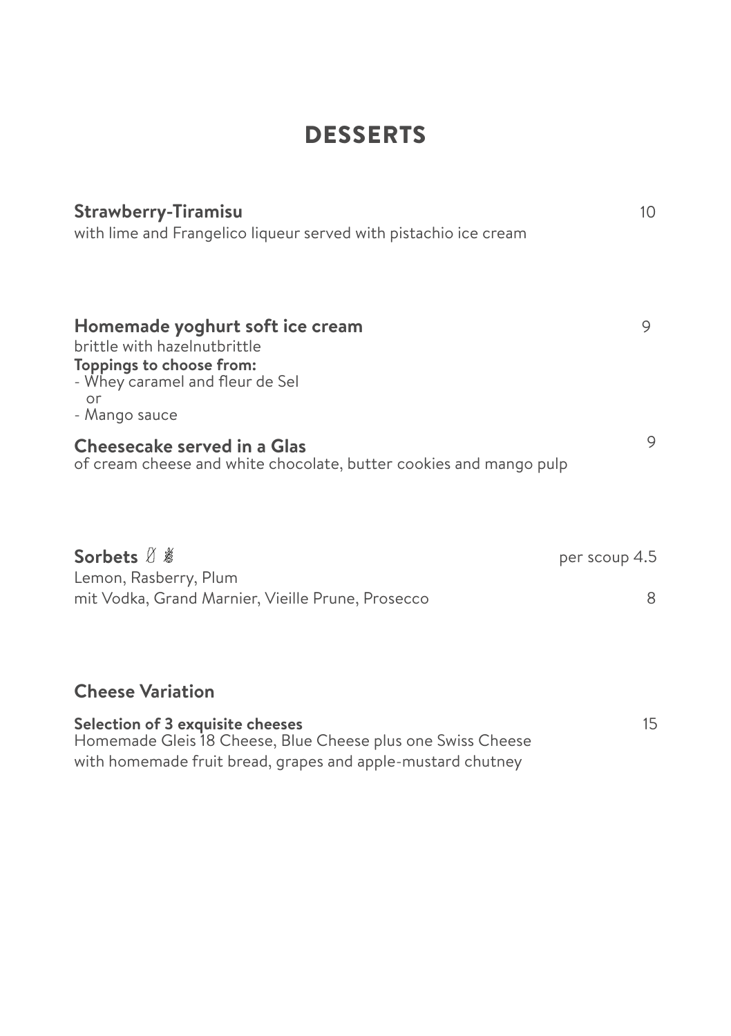# DESSERTS

**Strawberry-Tiramisu** 10
with lime and Frangelico liqueur served with pistachio ice cream

**Homemade yoghurt soft ice cream** 9
brittle with hazelnutbrittle
**Toppings to choose from:**
- Whey caramel and fleur de Sel
  or
- Mango sauce

**Cheesecake served in a Glas** 9
of cream cheese and white chocolate, butter cookies and mango pulp

**Sorbets** per scoop 4.5
Lemon, Rasberry, Plum
mit Vodka, Grand Marnier, Vieille Prune, Prosecco 8

## Cheese Variation

**Selection of 3 exquisite cheeses** 15
Homemade Gleis 18 Cheese, Blue Cheese plus one Swiss Cheese
with homemade fruit bread, grapes and apple-mustard chutney